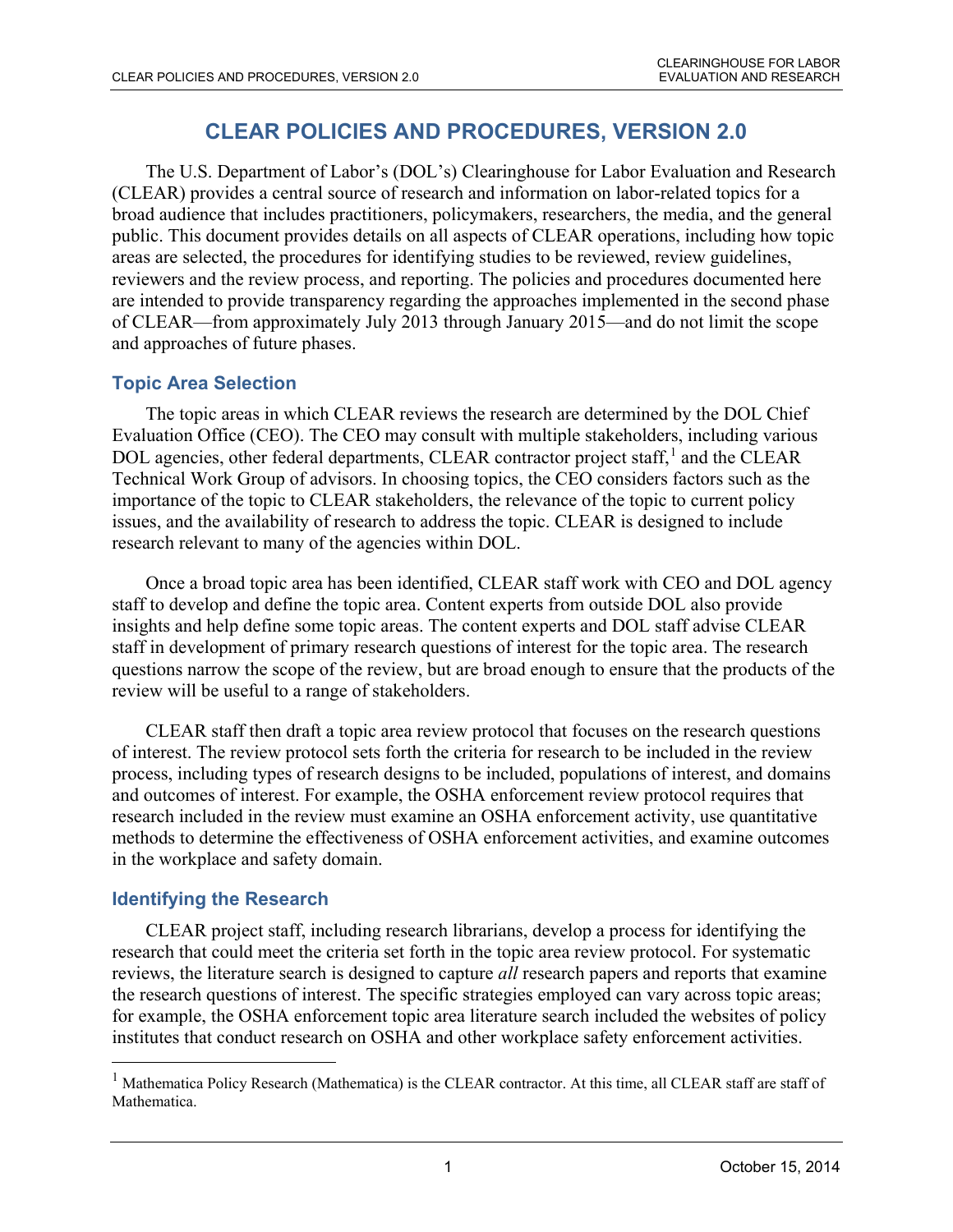# CLEAR POLICIES AND PROCEDURES, VERSION 2.0

The U.S. Department of Labor's (DOL's) Clearinghouse for Labor Evaluation and Research (CLEAR) provides a central source of research and information on labor-related topics for a broad audience that includes practitioners, policymakers, researchers, the media, and the general public. This document provides details on all aspects of CLEAR operations, including how topic areas are selected, the procedures for identifying studies to be reviewed, review guidelines, reviewers and the review process, and reporting. The policies and procedures documented here are intended to provide transparency regarding the approaches implemented in the second phase of CLEAR—from approximately July 2013 through January 2015—and do not limit the scope and approaches of future phases.

## Topic Area Selection

The topic areas in which CLEAR reviews the research are determined by the DOL Chief Evaluation Office (CEO). The CEO may consult with multiple stakeholders, including various DOL agencies, other federal departments, CLEAR contractor project staff,[1] and the CLEAR Technical Work Group of advisors. In choosing topics, the CEO considers factors such as the importance of the topic to CLEAR stakeholders, the relevance of the topic to current policy issues, and the availability of research to address the topic. CLEAR is designed to include research relevant to many of the agencies within DOL.

Once a broad topic area has been identified, CLEAR staff work with CEO and DOL agency staff to develop and define the topic area. Content experts from outside DOL also provide insights and help define some topic areas. The content experts and DOL staff advise CLEAR staff in development of primary research questions of interest for the topic area. The research questions narrow the scope of the review, but are broad enough to ensure that the products of the review will be useful to a range of stakeholders.

CLEAR staff then draft a topic area review protocol that focuses on the research questions of interest. The review protocol sets forth the criteria for research to be included in the review process, including types of research designs to be included, populations of interest, and domains and outcomes of interest. For example, the OSHA enforcement review protocol requires that research included in the review must examine an OSHA enforcement activity, use quantitative methods to determine the effectiveness of OSHA enforcement activities, and examine outcomes in the workplace and safety domain.

## Identifying the Research

CLEAR project staff, including research librarians, develop a process for identifying the research that could meet the criteria set forth in the topic area review protocol. For systematic reviews, the literature search is designed to capture *all* research papers and reports that examine the research questions of interest. The specific strategies employed can vary across topic areas; for example, the OSHA enforcement topic area literature search included the websites of policy institutes that conduct research on OSHA and other workplace safety enforcement activities.

---

[1] Mathematica Policy Research (Mathematica) is the CLEAR contractor. At this time, all CLEAR staff are staff of Mathematica.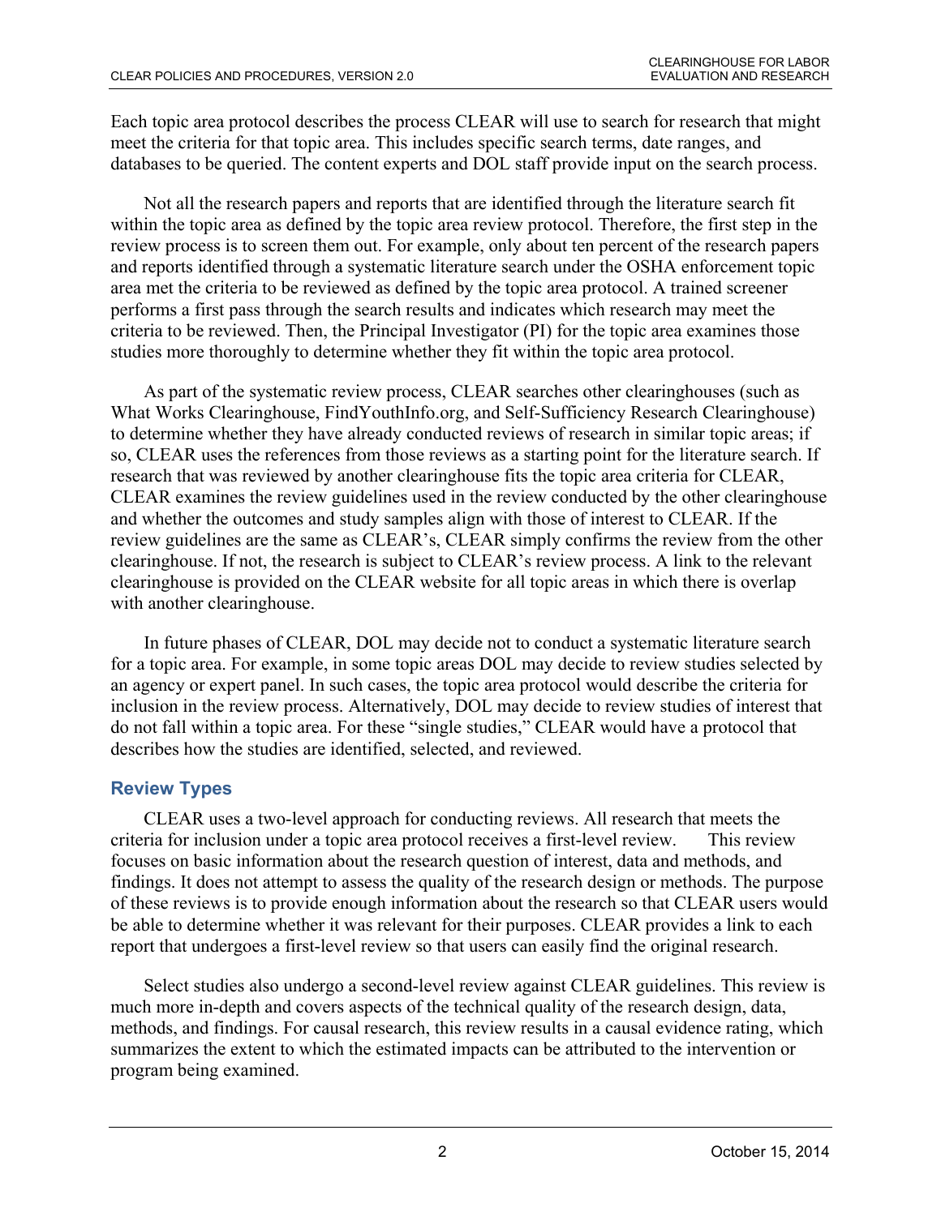Each topic area protocol describes the process CLEAR will use to search for research that might meet the criteria for that topic area. This includes specific search terms, date ranges, and databases to be queried. The content experts and DOL staff provide input on the search process.

Not all the research papers and reports that are identified through the literature search fit within the topic area as defined by the topic area review protocol. Therefore, the first step in the review process is to screen them out. For example, only about ten percent of the research papers and reports identified through a systematic literature search under the OSHA enforcement topic area met the criteria to be reviewed as defined by the topic area protocol. A trained screener performs a first pass through the search results and indicates which research may meet the criteria to be reviewed. Then, the Principal Investigator (PI) for the topic area examines those studies more thoroughly to determine whether they fit within the topic area protocol.

As part of the systematic review process, CLEAR searches other clearinghouses (such as What Works Clearinghouse, FindYouthInfo.org, and Self-Sufficiency Research Clearinghouse) to determine whether they have already conducted reviews of research in similar topic areas; if so, CLEAR uses the references from those reviews as a starting point for the literature search. If research that was reviewed by another clearinghouse fits the topic area criteria for CLEAR, CLEAR examines the review guidelines used in the review conducted by the other clearinghouse and whether the outcomes and study samples align with those of interest to CLEAR. If the review guidelines are the same as CLEAR's, CLEAR simply confirms the review from the other clearinghouse. If not, the research is subject to CLEAR's review process. A link to the relevant clearinghouse is provided on the CLEAR website for all topic areas in which there is overlap with another clearinghouse.

In future phases of CLEAR, DOL may decide not to conduct a systematic literature search for a topic area. For example, in some topic areas DOL may decide to review studies selected by an agency or expert panel. In such cases, the topic area protocol would describe the criteria for inclusion in the review process. Alternatively, DOL may decide to review studies of interest that do not fall within a topic area. For these "single studies," CLEAR would have a protocol that describes how the studies are identified, selected, and reviewed.

## Review Types

CLEAR uses a two-level approach for conducting reviews. All research that meets the criteria for inclusion under a topic area protocol receives a first-level review. This review focuses on basic information about the research question of interest, data and methods, and findings. It does not attempt to assess the quality of the research design or methods. The purpose of these reviews is to provide enough information about the research so that CLEAR users would be able to determine whether it was relevant for their purposes. CLEAR provides a link to each report that undergoes a first-level review so that users can easily find the original research.

Select studies also undergo a second-level review against CLEAR guidelines. This review is much more in-depth and covers aspects of the technical quality of the research design, data, methods, and findings. For causal research, this review results in a causal evidence rating, which summarizes the extent to which the estimated impacts can be attributed to the intervention or program being examined.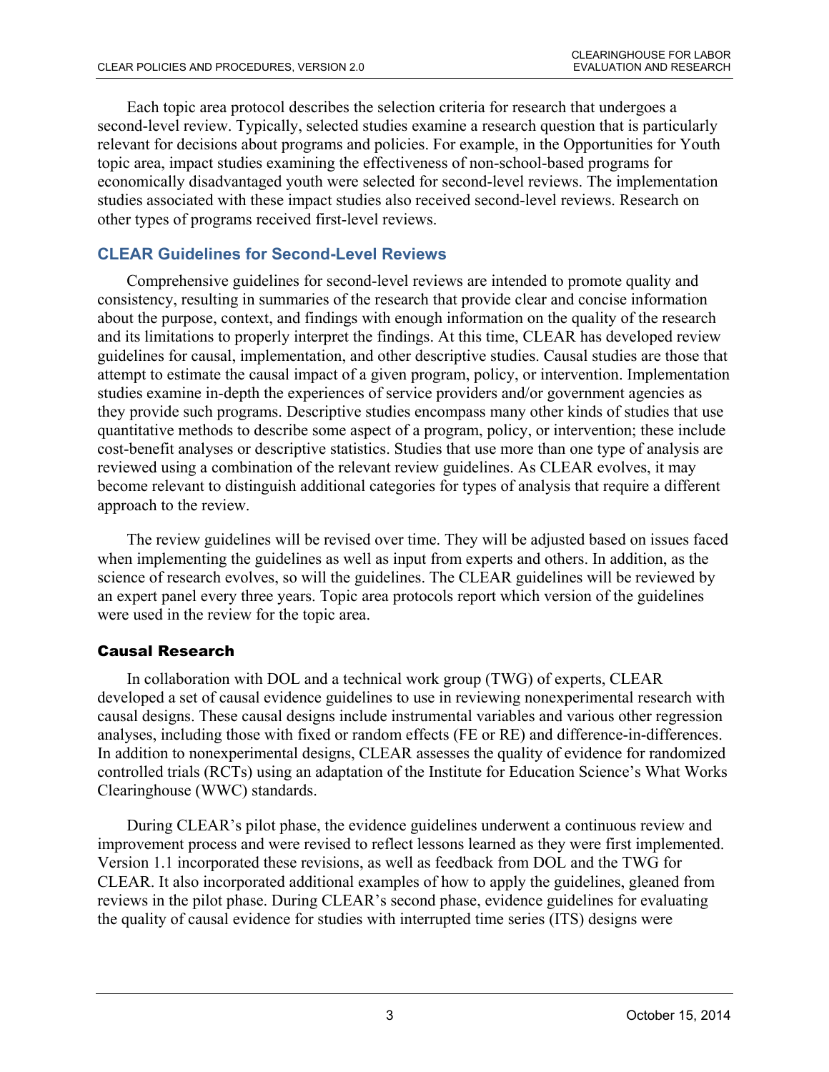Each topic area protocol describes the selection criteria for research that undergoes a second-level review. Typically, selected studies examine a research question that is particularly relevant for decisions about programs and policies. For example, in the Opportunities for Youth topic area, impact studies examining the effectiveness of non-school-based programs for economically disadvantaged youth were selected for second-level reviews. The implementation studies associated with these impact studies also received second-level reviews. Research on other types of programs received first-level reviews.

## CLEAR Guidelines for Second-Level Reviews

Comprehensive guidelines for second-level reviews are intended to promote quality and consistency, resulting in summaries of the research that provide clear and concise information about the purpose, context, and findings with enough information on the quality of the research and its limitations to properly interpret the findings. At this time, CLEAR has developed review guidelines for causal, implementation, and other descriptive studies. Causal studies are those that attempt to estimate the causal impact of a given program, policy, or intervention. Implementation studies examine in-depth the experiences of service providers and/or government agencies as they provide such programs. Descriptive studies encompass many other kinds of studies that use quantitative methods to describe some aspect of a program, policy, or intervention; these include cost-benefit analyses or descriptive statistics. Studies that use more than one type of analysis are reviewed using a combination of the relevant review guidelines. As CLEAR evolves, it may become relevant to distinguish additional categories for types of analysis that require a different approach to the review.

The review guidelines will be revised over time. They will be adjusted based on issues faced when implementing the guidelines as well as input from experts and others. In addition, as the science of research evolves, so will the guidelines. The CLEAR guidelines will be reviewed by an expert panel every three years. Topic area protocols report which version of the guidelines were used in the review for the topic area.

### Causal Research

In collaboration with DOL and a technical work group (TWG) of experts, CLEAR developed a set of causal evidence guidelines to use in reviewing nonexperimental research with causal designs. These causal designs include instrumental variables and various other regression analyses, including those with fixed or random effects (FE or RE) and difference-in-differences. In addition to nonexperimental designs, CLEAR assesses the quality of evidence for randomized controlled trials (RCTs) using an adaptation of the Institute for Education Science's What Works Clearinghouse (WWC) standards.

During CLEAR's pilot phase, the evidence guidelines underwent a continuous review and improvement process and were revised to reflect lessons learned as they were first implemented. Version 1.1 incorporated these revisions, as well as feedback from DOL and the TWG for CLEAR. It also incorporated additional examples of how to apply the guidelines, gleaned from reviews in the pilot phase. During CLEAR's second phase, evidence guidelines for evaluating the quality of causal evidence for studies with interrupted time series (ITS) designs were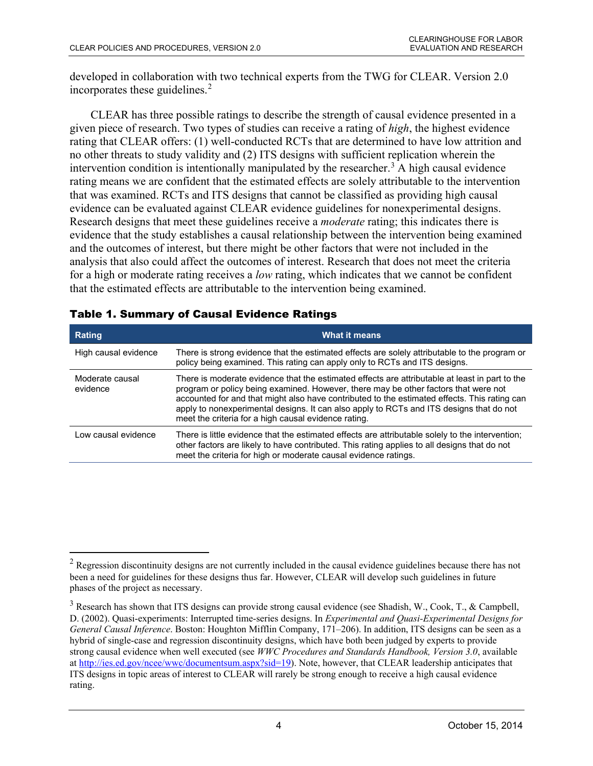developed in collaboration with two technical experts from the TWG for CLEAR. Version 2.0 incorporates these guidelines.[2]

CLEAR has three possible ratings to describe the strength of causal evidence presented in a given piece of research. Two types of studies can receive a rating of *high*, the highest evidence rating that CLEAR offers: (1) well-conducted RCTs that are determined to have low attrition and no other threats to study validity and (2) ITS designs with sufficient replication wherein the intervention condition is intentionally manipulated by the researcher.[3] A high causal evidence rating means we are confident that the estimated effects are solely attributable to the intervention that was examined. RCTs and ITS designs that cannot be classified as providing high causal evidence can be evaluated against CLEAR evidence guidelines for nonexperimental designs. Research designs that meet these guidelines receive a *moderate* rating; this indicates there is evidence that the study establishes a causal relationship between the intervention being examined and the outcomes of interest, but there might be other factors that were not included in the analysis that also could affect the outcomes of interest. Research that does not meet the criteria for a high or moderate rating receives a *low* rating, which indicates that we cannot be confident that the estimated effects are attributable to the intervention being examined.

**Table 1. Summary of Causal Evidence Ratings**

| Rating | What it means |
| --- | --- |
| High causal evidence | There is strong evidence that the estimated effects are solely attributable to the program or policy being examined. This rating can apply only to RCTs and ITS designs. |
| Moderate causal evidence | There is moderate evidence that the estimated effects are attributable at least in part to the program or policy being examined. However, there may be other factors that were not accounted for and that might also have contributed to the estimated effects. This rating can apply to nonexperimental designs. It can also apply to RCTs and ITS designs that do not meet the criteria for a high causal evidence rating. |
| Low causal evidence | There is little evidence that the estimated effects are attributable solely to the intervention; other factors are likely to have contributed. This rating applies to all designs that do not meet the criteria for high or moderate causal evidence ratings. |

---

[2] Regression discontinuity designs are not currently included in the causal evidence guidelines because there has not been a need for guidelines for these designs thus far. However, CLEAR will develop such guidelines in future phases of the project as necessary.

[3] Research has shown that ITS designs can provide strong causal evidence (see Shadish, W., Cook, T., & Campbell, D. (2002). Quasi-experiments: Interrupted time-series designs. In *Experimental and Quasi-Experimental Designs for General Causal Inference*. Boston: Houghton Mifflin Company, 171–206). In addition, ITS designs can be seen as a hybrid of single-case and regression discontinuity designs, which have both been judged by experts to provide strong causal evidence when well executed (see *WWC Procedures and Standards Handbook, Version 3.0*, available at http://ies.ed.gov/ncee/wwc/documentsum.aspx?sid=19). Note, however, that CLEAR leadership anticipates that ITS designs in topic areas of interest to CLEAR will rarely be strong enough to receive a high causal evidence rating.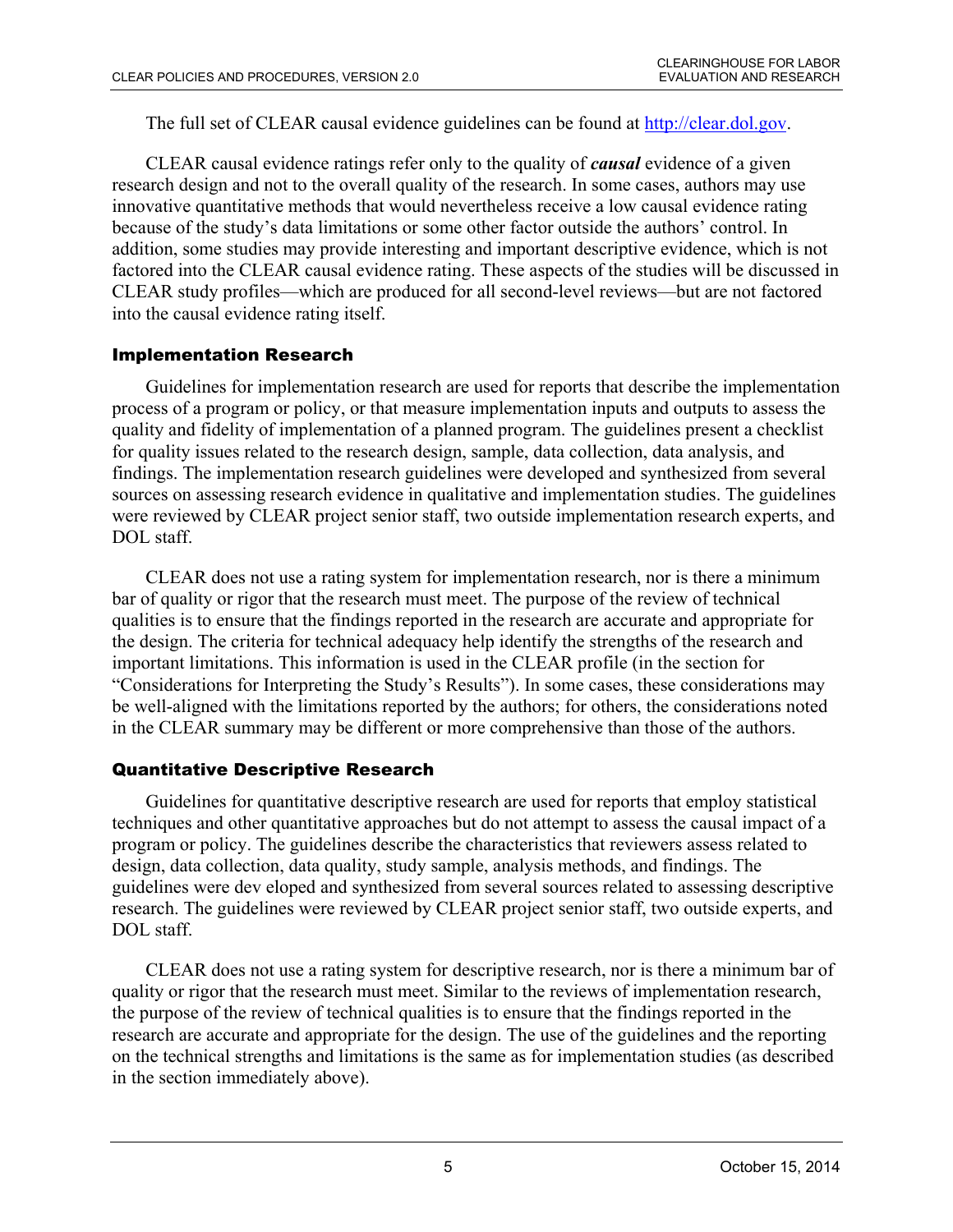The full set of CLEAR causal evidence guidelines can be found at [http://clear.dol.gov](http://clear.dol.gov).

CLEAR causal evidence ratings refer only to the quality of ***causal*** evidence of a given research design and not to the overall quality of the research. In some cases, authors may use innovative quantitative methods that would nevertheless receive a low causal evidence rating because of the study's data limitations or some other factor outside the authors' control. In addition, some studies may provide interesting and important descriptive evidence, which is not factored into the CLEAR causal evidence rating. These aspects of the studies will be discussed in CLEAR study profiles—which are produced for all second-level reviews—but are not factored into the causal evidence rating itself.

### Implementation Research

Guidelines for implementation research are used for reports that describe the implementation process of a program or policy, or that measure implementation inputs and outputs to assess the quality and fidelity of implementation of a planned program. The guidelines present a checklist for quality issues related to the research design, sample, data collection, data analysis, and findings. The implementation research guidelines were developed and synthesized from several sources on assessing research evidence in qualitative and implementation studies. The guidelines were reviewed by CLEAR project senior staff, two outside implementation research experts, and DOL staff.

CLEAR does not use a rating system for implementation research, nor is there a minimum bar of quality or rigor that the research must meet. The purpose of the review of technical qualities is to ensure that the findings reported in the research are accurate and appropriate for the design. The criteria for technical adequacy help identify the strengths of the research and important limitations. This information is used in the CLEAR profile (in the section for "Considerations for Interpreting the Study's Results"). In some cases, these considerations may be well-aligned with the limitations reported by the authors; for others, the considerations noted in the CLEAR summary may be different or more comprehensive than those of the authors.

### Quantitative Descriptive Research

Guidelines for quantitative descriptive research are used for reports that employ statistical techniques and other quantitative approaches but do not attempt to assess the causal impact of a program or policy. The guidelines describe the characteristics that reviewers assess related to design, data collection, data quality, study sample, analysis methods, and findings. The guidelines were dev eloped and synthesized from several sources related to assessing descriptive research. The guidelines were reviewed by CLEAR project senior staff, two outside experts, and DOL staff.

CLEAR does not use a rating system for descriptive research, nor is there a minimum bar of quality or rigor that the research must meet. Similar to the reviews of implementation research, the purpose of the review of technical qualities is to ensure that the findings reported in the research are accurate and appropriate for the design. The use of the guidelines and the reporting on the technical strengths and limitations is the same as for implementation studies (as described in the section immediately above).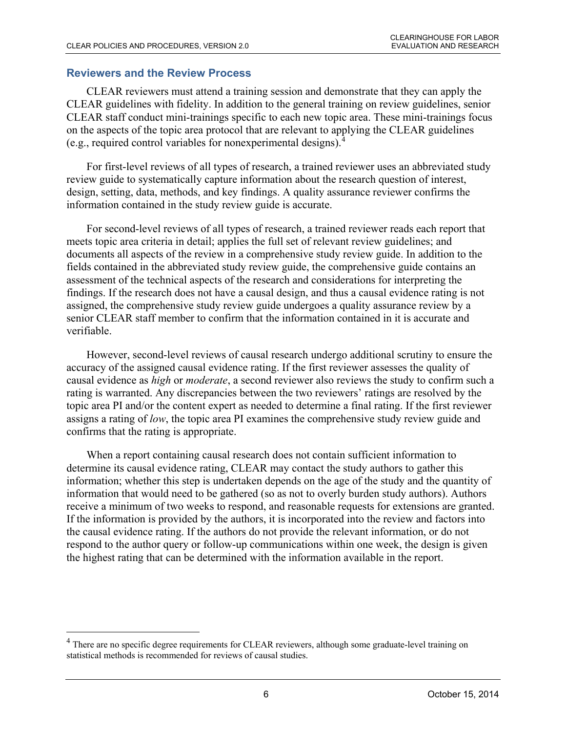## Reviewers and the Review Process

CLEAR reviewers must attend a training session and demonstrate that they can apply the CLEAR guidelines with fidelity. In addition to the general training on review guidelines, senior CLEAR staff conduct mini-trainings specific to each new topic area. These mini-trainings focus on the aspects of the topic area protocol that are relevant to applying the CLEAR guidelines (e.g., required control variables for nonexperimental designs).[4]

For first-level reviews of all types of research, a trained reviewer uses an abbreviated study review guide to systematically capture information about the research question of interest, design, setting, data, methods, and key findings. A quality assurance reviewer confirms the information contained in the study review guide is accurate.

For second-level reviews of all types of research, a trained reviewer reads each report that meets topic area criteria in detail; applies the full set of relevant review guidelines; and documents all aspects of the review in a comprehensive study review guide. In addition to the fields contained in the abbreviated study review guide, the comprehensive guide contains an assessment of the technical aspects of the research and considerations for interpreting the findings. If the research does not have a causal design, and thus a causal evidence rating is not assigned, the comprehensive study review guide undergoes a quality assurance review by a senior CLEAR staff member to confirm that the information contained in it is accurate and verifiable.

However, second-level reviews of causal research undergo additional scrutiny to ensure the accuracy of the assigned causal evidence rating. If the first reviewer assesses the quality of causal evidence as *high* or *moderate*, a second reviewer also reviews the study to confirm such a rating is warranted. Any discrepancies between the two reviewers' ratings are resolved by the topic area PI and/or the content expert as needed to determine a final rating. If the first reviewer assigns a rating of *low*, the topic area PI examines the comprehensive study review guide and confirms that the rating is appropriate.

When a report containing causal research does not contain sufficient information to determine its causal evidence rating, CLEAR may contact the study authors to gather this information; whether this step is undertaken depends on the age of the study and the quantity of information that would need to be gathered (so as not to overly burden study authors). Authors receive a minimum of two weeks to respond, and reasonable requests for extensions are granted. If the information is provided by the authors, it is incorporated into the review and factors into the causal evidence rating. If the authors do not provide the relevant information, or do not respond to the author query or follow-up communications within one week, the design is given the highest rating that can be determined with the information available in the report.

---

[4] There are no specific degree requirements for CLEAR reviewers, although some graduate-level training on statistical methods is recommended for reviews of causal studies.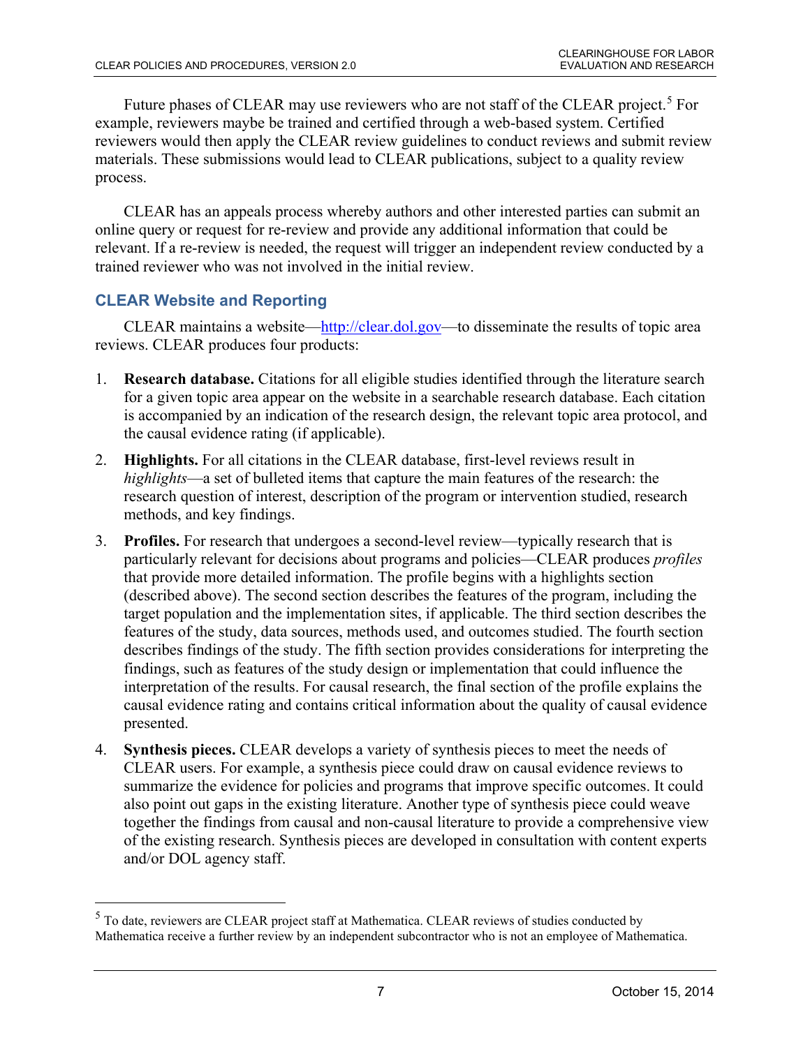Future phases of CLEAR may use reviewers who are not staff of the CLEAR project.[5] For example, reviewers maybe be trained and certified through a web-based system. Certified reviewers would then apply the CLEAR review guidelines to conduct reviews and submit review materials. These submissions would lead to CLEAR publications, subject to a quality review process.

CLEAR has an appeals process whereby authors and other interested parties can submit an online query or request for re-review and provide any additional information that could be relevant. If a re-review is needed, the request will trigger an independent review conducted by a trained reviewer who was not involved in the initial review.

## CLEAR Website and Reporting

CLEAR maintains a website—http://clear.dol.gov—to disseminate the results of topic area reviews. CLEAR produces four products:

1. **Research database.** Citations for all eligible studies identified through the literature search for a given topic area appear on the website in a searchable research database. Each citation is accompanied by an indication of the research design, the relevant topic area protocol, and the causal evidence rating (if applicable).
2. **Highlights.** For all citations in the CLEAR database, first-level reviews result in *highlights*—a set of bulleted items that capture the main features of the research: the research question of interest, description of the program or intervention studied, research methods, and key findings.
3. **Profiles.** For research that undergoes a second-level review—typically research that is particularly relevant for decisions about programs and policies—CLEAR produces *profiles* that provide more detailed information. The profile begins with a highlights section (described above). The second section describes the features of the program, including the target population and the implementation sites, if applicable. The third section describes the features of the study, data sources, methods used, and outcomes studied. The fourth section describes findings of the study. The fifth section provides considerations for interpreting the findings, such as features of the study design or implementation that could influence the interpretation of the results. For causal research, the final section of the profile explains the causal evidence rating and contains critical information about the quality of causal evidence presented.
4. **Synthesis pieces.** CLEAR develops a variety of synthesis pieces to meet the needs of CLEAR users. For example, a synthesis piece could draw on causal evidence reviews to summarize the evidence for policies and programs that improve specific outcomes. It could also point out gaps in the existing literature. Another type of synthesis piece could weave together the findings from causal and non-causal literature to provide a comprehensive view of the existing research. Synthesis pieces are developed in consultation with content experts and/or DOL agency staff.

---

[5] To date, reviewers are CLEAR project staff at Mathematica. CLEAR reviews of studies conducted by Mathematica receive a further review by an independent subcontractor who is not an employee of Mathematica.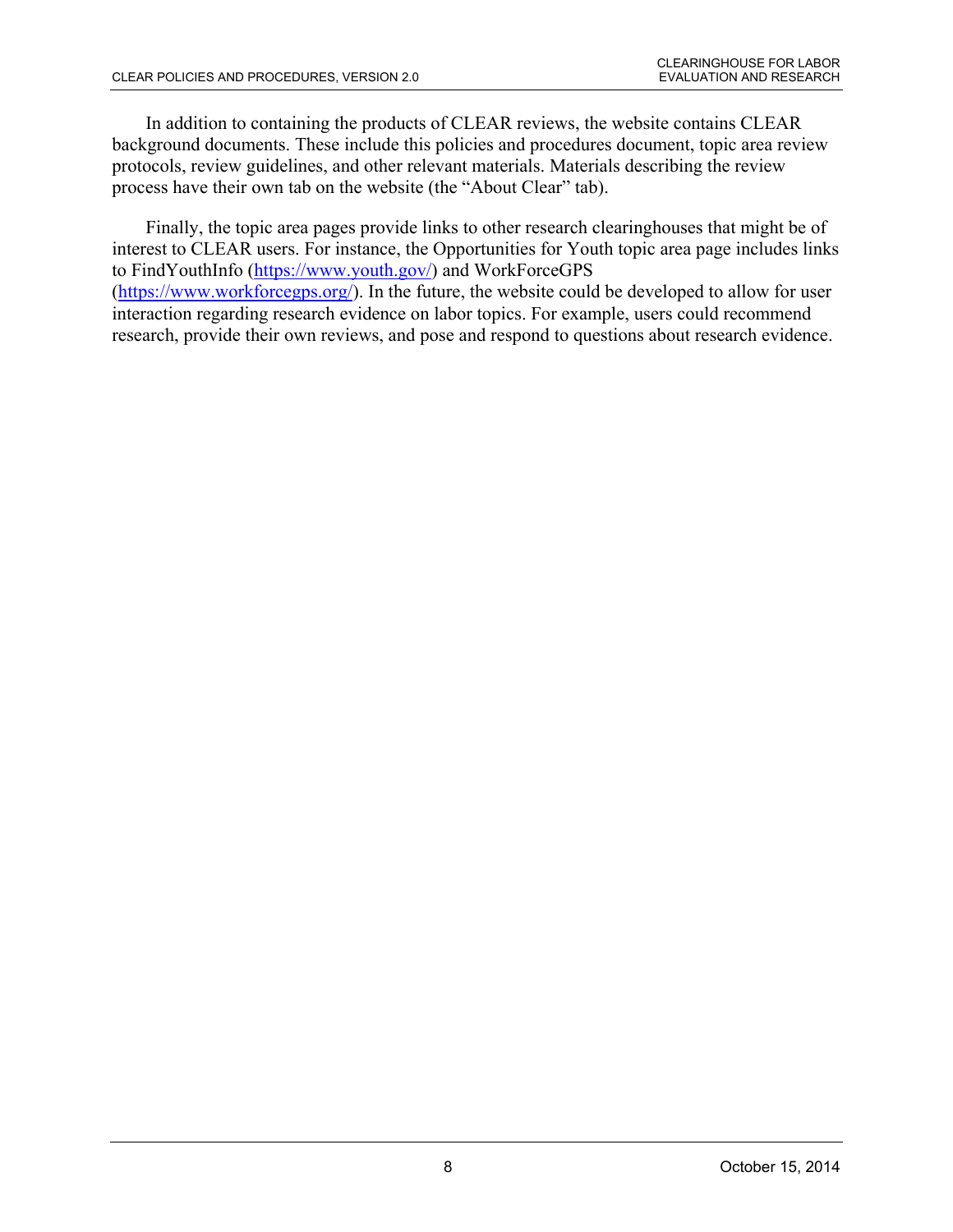In addition to containing the products of CLEAR reviews, the website contains CLEAR background documents. These include this policies and procedures document, topic area review protocols, review guidelines, and other relevant materials. Materials describing the review process have their own tab on the website (the "About Clear" tab).

Finally, the topic area pages provide links to other research clearinghouses that might be of interest to CLEAR users. For instance, the Opportunities for Youth topic area page includes links to FindYouthInfo (https://www.youth.gov/) and WorkForceGPS (https://www.workforcegps.org/). In the future, the website could be developed to allow for user interaction regarding research evidence on labor topics. For example, users could recommend research, provide their own reviews, and pose and respond to questions about research evidence.